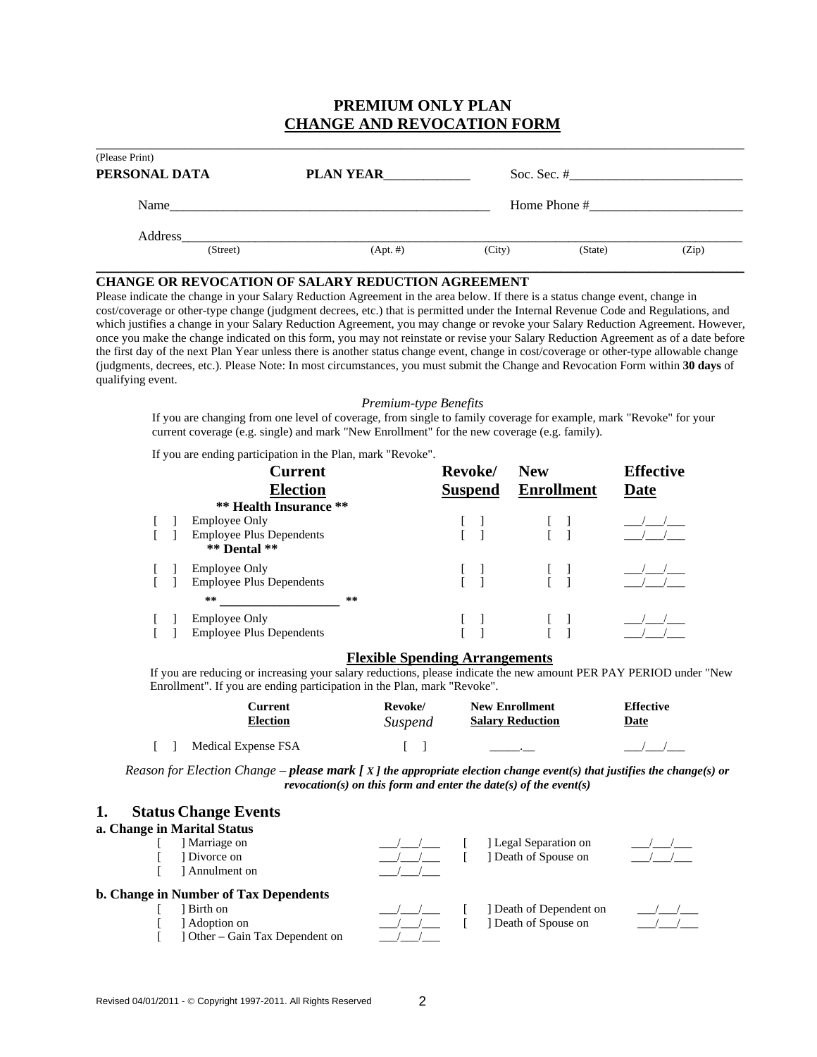# PREMIUM ONLY PLAN
## CHANGE AND REVOCATION FORM

(Please Print)

**PERSONAL DATA** **PLAN YEAR**____________ Soc. Sec. #_________________________

Name_______________________________________________ Home Phone #______________________

Address________________________________________________________________________________
(Street) (Apt. #) (City) (State) (Zip)

**CHANGE OR REVOCATION OF SALARY REDUCTION AGREEMENT**

Please indicate the change in your Salary Reduction Agreement in the area below. If there is a status change event, change in cost/coverage or other-type change (judgment decrees, etc.) that is permitted under the Internal Revenue Code and Regulations, and which justifies a change in your Salary Reduction Agreement, you may change or revoke your Salary Reduction Agreement. However, once you make the change indicated on this form, you may not reinstate or revise your Salary Reduction Agreement as of a date before the first day of the next Plan Year unless there is another status change event, change in cost/coverage or other-type allowable change (judgments, decrees, etc.). Please Note: In most circumstances, you must submit the Change and Revocation Form within **30 days** of qualifying event.

*Premium-type Benefits*

If you are changing from one level of coverage, from single to family coverage for example, mark "Revoke" for your current coverage (e.g. single) and mark "New Enrollment" for the new coverage (e.g. family).

If you are ending participation in the Plan, mark "Revoke".

| Current Election | Revoke/ Suspend | New Enrollment | Effective Date |
|---|---|---|---|
| **\*\* Health Insurance \*\*** | | | |
| [ ] Employee Only | [ ] | [ ] | ___/___/___ |
| [ ] Employee Plus Dependents | [ ] | [ ] | ___/___/___ |
| **\*\* Dental \*\*** | | | |
| [ ] Employee Only | [ ] | [ ] | ___/___/___ |
| [ ] Employee Plus Dependents | [ ] | [ ] | ___/___/___ |
| **\*\* __________________ \*\*** | | | |
| [ ] Employee Only | [ ] | [ ] | ___/___/___ |
| [ ] Employee Plus Dependents | [ ] | [ ] | ___/___/___ |

**Flexible Spending Arrangements**

If you are reducing or increasing your salary reductions, please indicate the new amount PER PAY PERIOD under "New Enrollment". If you are ending participation in the Plan, mark "Revoke".

| Current Election | Revoke/ *Suspend* | New Enrollment Salary Reduction | Effective Date |
|---|---|---|---|
| [ ] Medical Expense FSA | [ ] | _____.__ | ___/___/___ |

*Reason for Election Change –* ***please mark [ X ] the appropriate election change event(s) that justifies the change(s) or revocation(s) on this form and enter the date(s) of the event(s)***

## 1. Status Change Events

**a. Change in Marital Status**

| | | | |
|---|---|---|---|
| [ ] Marriage on | ___/___/___ | [ ] Legal Separation on | ___/___/___ |
| [ ] Divorce on | ___/___/___ | [ ] Death of Spouse on | ___/___/___ |
| [ ] Annulment on | ___/___/___ | | |

**b. Change in Number of Tax Dependents**

| | | | |
|---|---|---|---|
| [ ] Birth on | ___/___/___ | [ ] Death of Dependent on | ___/___/___ |
| [ ] Adoption on | ___/___/___ | [ ] Death of Spouse on | ___/___/___ |
| [ ] Other – Gain Tax Dependent on | ___/___/___ | | |

Revised 04/01/2011 - © Copyright 1997-2011. All Rights Reserved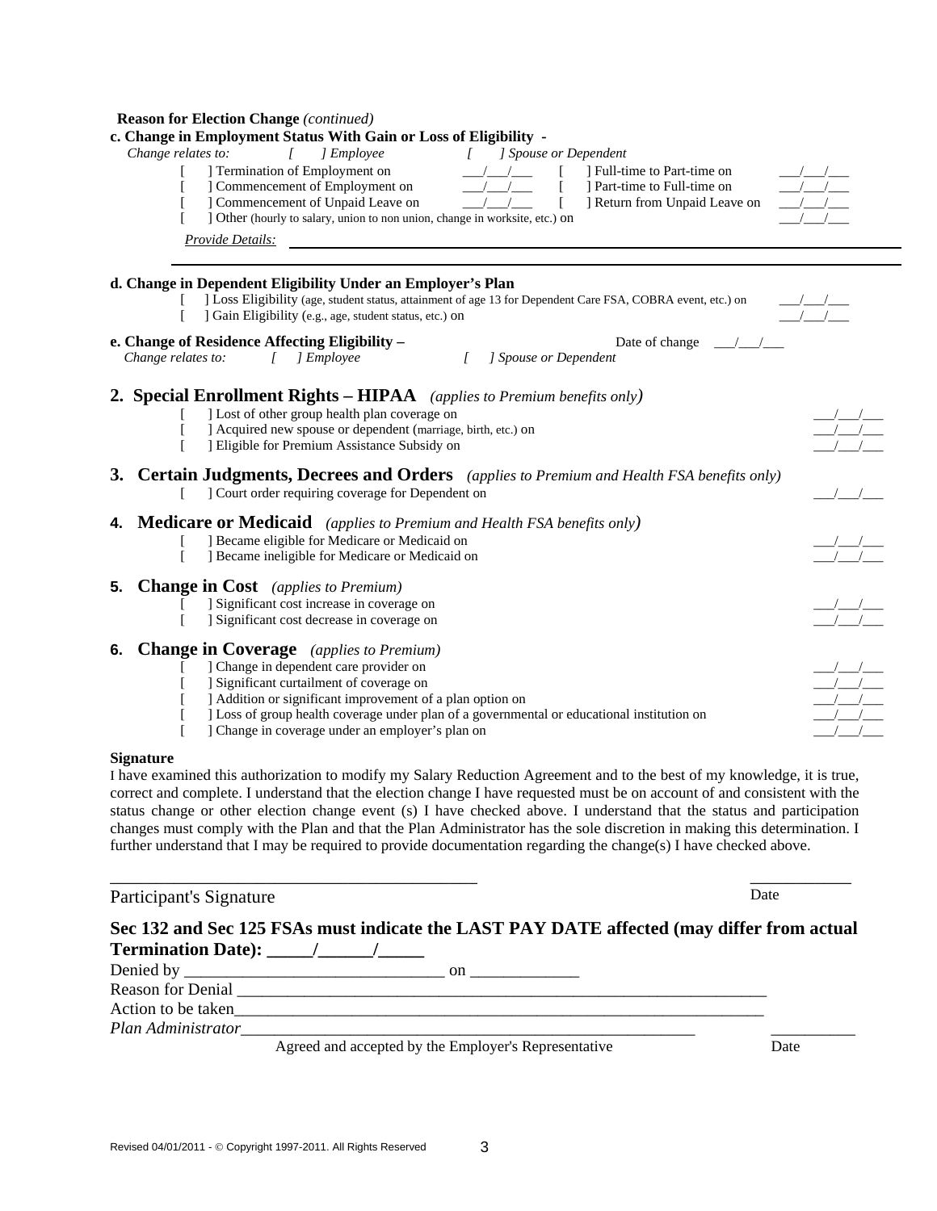**Reason for Election Change** *(continued)*

**c. Change in Employment Status With Gain or Loss of Eligibility -**

*Change relates to:* [ ] *Employee* [ ] *Spouse or Dependent*

[ ] Termination of Employment on ___/___/___ [ ] Full-time to Part-time on ___/___/___
[ ] Commencement of Employment on ___/___/___ [ ] Part-time to Full-time on ___/___/___
[ ] Commencement of Unpaid Leave on ___/___/___ [ ] Return from Unpaid Leave on ___/___/___
[ ] Other (hourly to salary, union to non union, change in worksite, etc.) on ___/___/___

*Provide Details:* ________________________________________________

________________________________________________

**d. Change in Dependent Eligibility Under an Employer's Plan**

[ ] Loss Eligibility (age, student status, attainment of age 13 for Dependent Care FSA, COBRA event, etc.) on ___/___/___
[ ] Gain Eligibility (e.g., age, student status, etc.) on ___/___/___

**e. Change of Residence Affecting Eligibility –** Date of change ___/___/___

*Change relates to:* [ ] *Employee* [ ] *Spouse or Dependent*

## 2. Special Enrollment Rights – HIPAA *(applies to Premium benefits only)*

[ ] Lost of other group health plan coverage on ___/___/___
[ ] Acquired new spouse or dependent (marriage, birth, etc.) on ___/___/___
[ ] Eligible for Premium Assistance Subsidy on ___/___/___

## 3. Certain Judgments, Decrees and Orders *(applies to Premium and Health FSA benefits only)*

[ ] Court order requiring coverage for Dependent on ___/___/___

## 4. Medicare or Medicaid *(applies to Premium and Health FSA benefits only)*

[ ] Became eligible for Medicare or Medicaid on ___/___/___
[ ] Became ineligible for Medicare or Medicaid on ___/___/___

## 5. Change in Cost *(applies to Premium)*

[ ] Significant cost increase in coverage on ___/___/___
[ ] Significant cost decrease in coverage on ___/___/___

## 6. Change in Coverage *(applies to Premium)*

[ ] Change in dependent care provider on ___/___/___
[ ] Significant curtailment of coverage on ___/___/___
[ ] Addition or significant improvement of a plan option on ___/___/___
[ ] Loss of group health coverage under plan of a governmental or educational institution on ___/___/___
[ ] Change in coverage under an employer's plan on ___/___/___

**Signature**

I have examined this authorization to modify my Salary Reduction Agreement and to the best of my knowledge, it is true, correct and complete. I understand that the election change I have requested must be on account of and consistent with the status change or other election change event (s) I have checked above. I understand that the status and participation changes must comply with the Plan and that the Plan Administrator has the sole discretion in making this determination. I further understand that I may be required to provide documentation regarding the change(s) I have checked above.

____________________________________________ ____________

Participant's Signature Date

**Sec 132 and Sec 125 FSAs must indicate the LAST PAY DATE affected (may differ from actual Termination Date): _____/______/_____**

Denied by ______________________________ on _____________

Reason for Denial ____________________________________________________________________

Action to be taken____________________________________________________________________

*Plan Administrator*___________________________________________________________ __________

Agreed and accepted by the Employer's Representative Date

Revised 04/01/2011 - © Copyright 1997-2011. All Rights Reserved